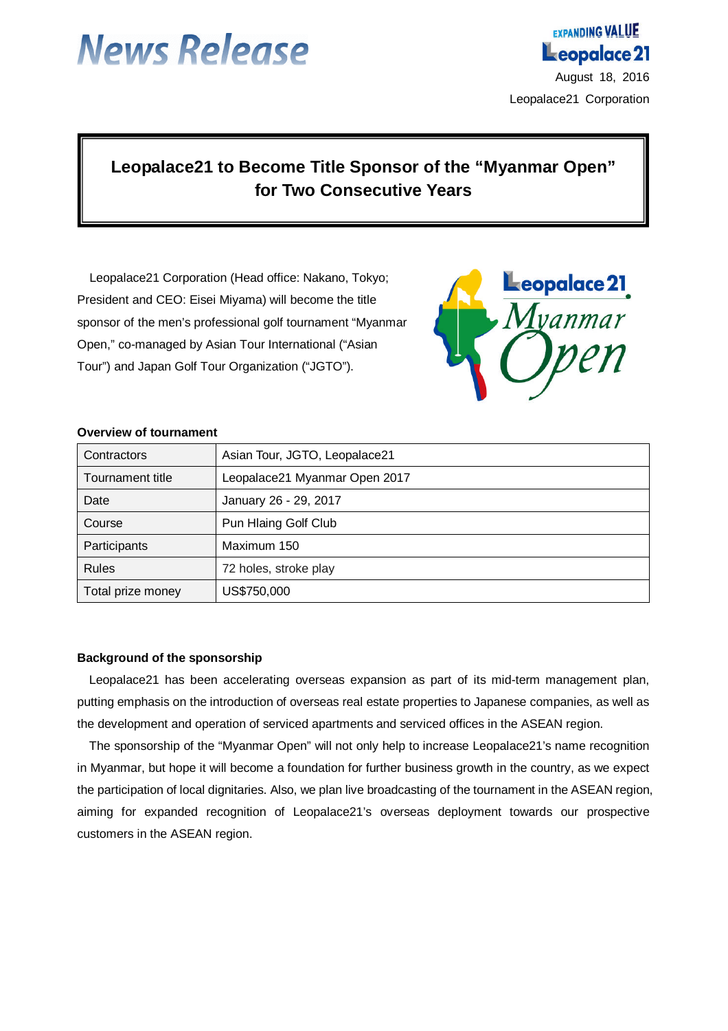# News Release

August 18, 2016

Leopalace21 Corporation

## Leopalace21 to Become Title Sponsor of the "Myanmar Open" for Two Consecutive Years

Leopalace21 Corporation (Head office: Nakano, Tokyo; President and CEO: Eisei Miyama) will become the title sponsor of the men's professional golf tournament "Myanmar Open," co-managed by Asian Tour International ("Asian Tour") and Japan Golf Tour Organization ("JGTO").

**Overview of tournament**

| | |
|---|---|
| Contractors | Asian Tour, JGTO, Leopalace21 |
| Tournament title | Leopalace21 Myanmar Open 2017 |
| Date | January 26 - 29, 2017 |
| Course | Pun Hlaing Golf Club |
| Participants | Maximum 150 |
| Rules | 72 holes, stroke play |
| Total prize money | US$750,000 |

**Background of the sponsorship**

Leopalace21 has been accelerating overseas expansion as part of its mid-term management plan, putting emphasis on the introduction of overseas real estate properties to Japanese companies, as well as the development and operation of serviced apartments and serviced offices in the ASEAN region.

The sponsorship of the "Myanmar Open" will not only help to increase Leopalace21's name recognition in Myanmar, but hope it will become a foundation for further business growth in the country, as we expect the participation of local dignitaries. Also, we plan live broadcasting of the tournament in the ASEAN region, aiming for expanded recognition of Leopalace21's overseas deployment towards our prospective customers in the ASEAN region.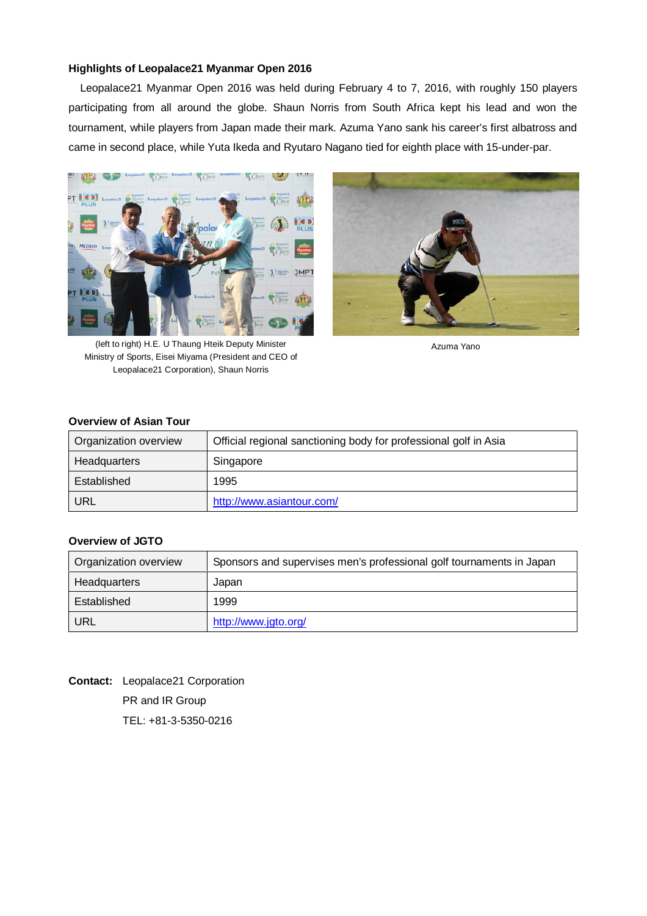**Highlights of Leopalace21 Myanmar Open 2016**

Leopalace21 Myanmar Open 2016 was held during February 4 to 7, 2016, with roughly 150 players participating from all around the globe. Shaun Norris from South Africa kept his lead and won the tournament, while players from Japan made their mark. Azuma Yano sank his career's first albatross and came in second place, while Yuta Ikeda and Ryutaro Nagano tied for eighth place with 15-under-par.

(left to right) H.E. U Thaung Hteik Deputy Minister Ministry of Sports, Eisei Miyama (President and CEO of Leopalace21 Corporation), Shaun Norris

Azuma Yano

**Overview of Asian Tour**

| | |
|---|---|
| Organization overview | Official regional sanctioning body for professional golf in Asia |
| Headquarters | Singapore |
| Established | 1995 |
| URL | http://www.asiantour.com/ |

**Overview of JGTO**

| | |
|---|---|
| Organization overview | Sponsors and supervises men's professional golf tournaments in Japan |
| Headquarters | Japan |
| Established | 1999 |
| URL | http://www.jgto.org/ |

**Contact:** Leopalace21 Corporation
PR and IR Group
TEL: +81-3-5350-0216